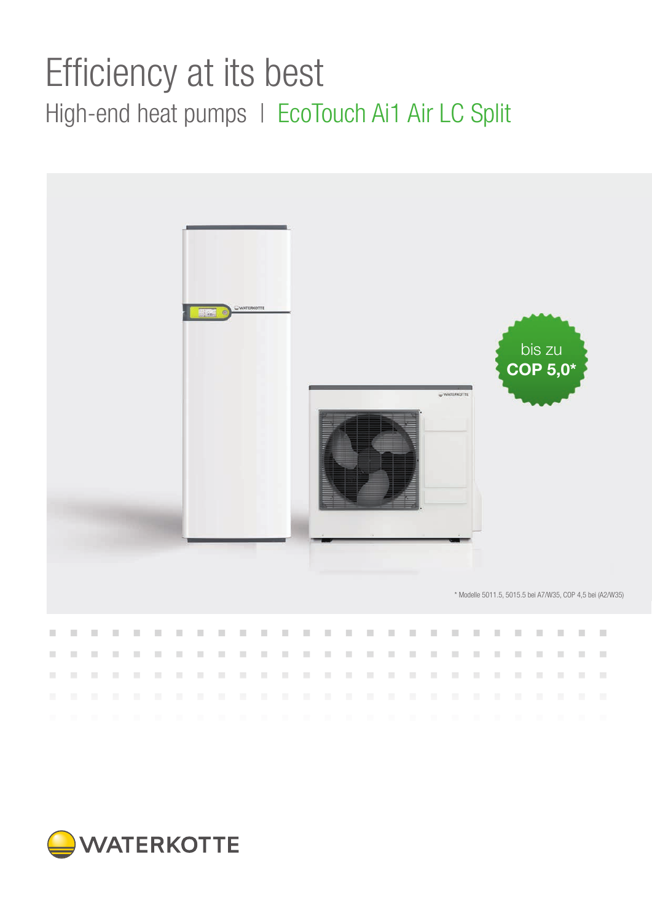# Efficiency at its best

## High-end heat pumps | EcoTouch Ai1 Air LC Split

bis zu **COP 5,0***

* Modelle 5011.5, 5015.5 bei A7/W35, COP 4,5 bei (A2/W35)

WATERKOTTE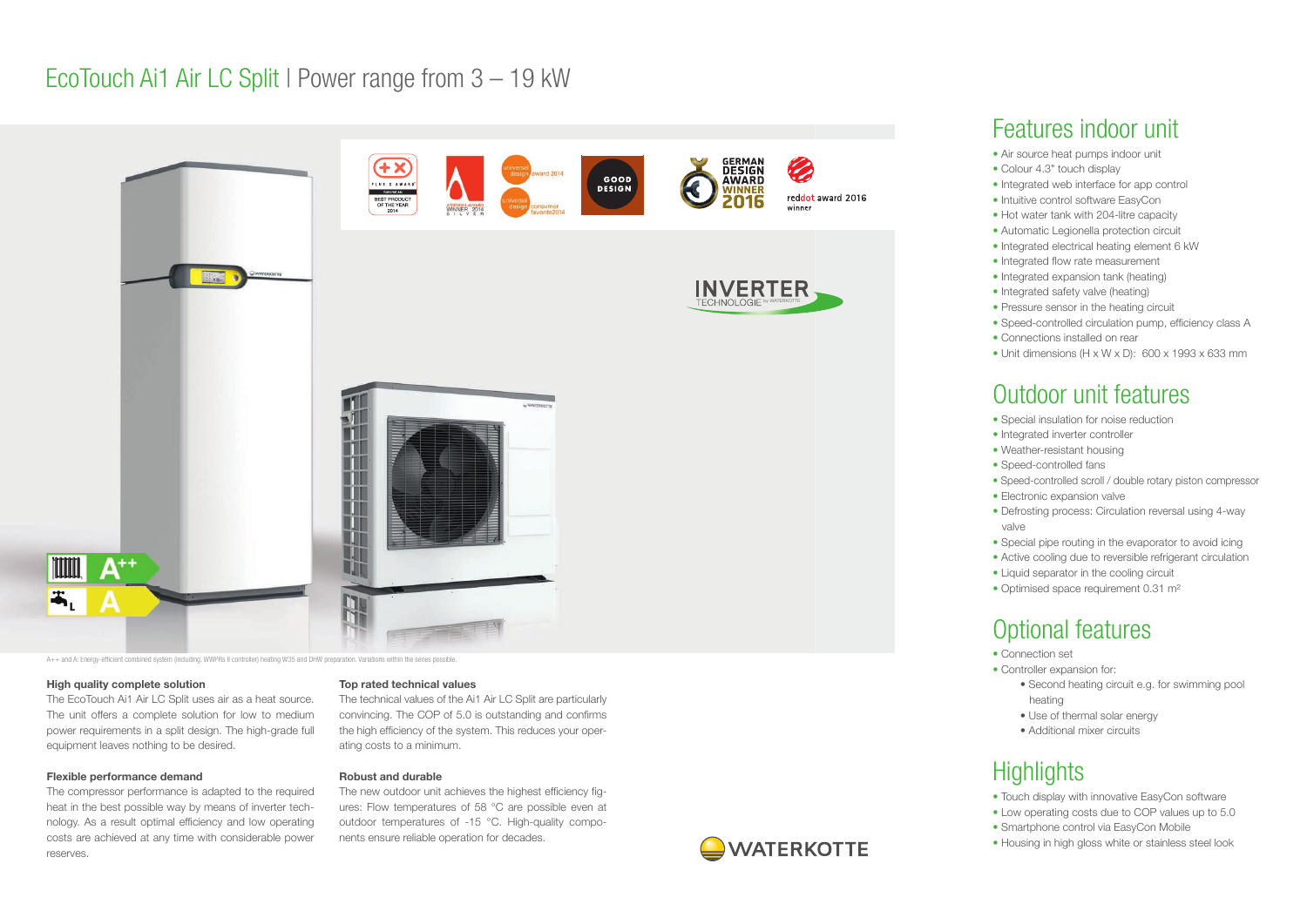# EcoTouch Ai1 Air LC Split | Power range from 3 – 19 kW

A++ and A: Energy-efficient combined system (including. WWPRs II controller) heating W35 and DHW preparation. Variations within the series possible.

**High quality complete solution**
The EcoTouch Ai1 Air LC Split uses air as a heat source. The unit offers a complete solution for low to medium power requirements in a split design. The high-grade full equipment leaves nothing to be desired.

**Flexible performance demand**
The compressor performance is adapted to the required heat in the best possible way by means of inverter technology. As a result optimal efficiency and low operating costs are achieved at any time with considerable power reserves.

**Top rated technical values**
The technical values of the Ai1 Air LC Split are particularly convincing. The COP of 5.0 is outstanding and confirms the high efficiency of the system. This reduces your operating costs to a minimum.

**Robust and durable**
The new outdoor unit achieves the highest efficiency figures: Flow temperatures of 58 °C are possible even at outdoor temperatures of -15 °C. High-quality components ensure reliable operation for decades.

## Features indoor unit

- Air source heat pumps indoor unit
- Colour 4.3" touch display
- Integrated web interface for app control
- Intuitive control software EasyCon
- Hot water tank with 204-litre capacity
- Automatic Legionella protection circuit
- Integrated electrical heating element 6 kW
- Integrated flow rate measurement
- Integrated expansion tank (heating)
- Integrated safety valve (heating)
- Pressure sensor in the heating circuit
- Speed-controlled circulation pump, efficiency class A
- Connections installed on rear
- Unit dimensions (H x W x D): 600 x 1993 x 633 mm

## Outdoor unit features

- Special insulation for noise reduction
- Integrated inverter controller
- Weather-resistant housing
- Speed-controlled fans
- Speed-controlled scroll / double rotary piston compressor
- Electronic expansion valve
- Defrosting process: Circulation reversal using 4-way valve
- Special pipe routing in the evaporator to avoid icing
- Active cooling due to reversible refrigerant circulation
- Liquid separator in the cooling circuit
- Optimised space requirement 0.31 m²

## Optional features

- Connection set
- Controller expansion for:
  - Second heating circuit e.g. for swimming pool heating
  - Use of thermal solar energy
  - Additional mixer circuits

## Highlights

- Touch display with innovative EasyCon software
- Low operating costs due to COP values up to 5.0
- Smartphone control via EasyCon Mobile
- Housing in high gloss white or stainless steel look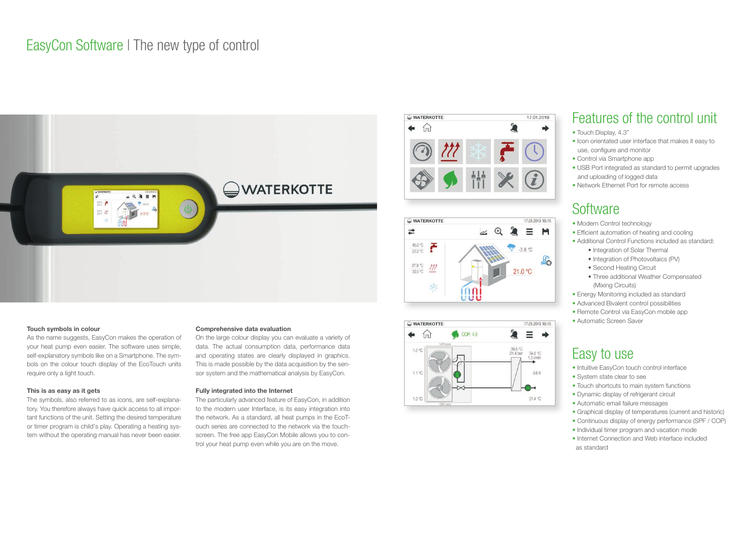# EasyCon Software | The new type of control

### Touch symbols in colour

As the name suggests, EasyCon makes the operation of your heat pump even easier. The software uses simple, self-explanatory symbols like on a Smartphone. The symbols on the colour touch display of the EcoTouch units require only a light touch.

### This is as easy as it gets

The symbols, also referred to as icons, are self-explanatory. You therefore always have quick access to all important functions of the unit. Setting the desired temperature or timer program is child's play. Operating a heating system without the operating manual has never been easier.

### Comprehensive data evaluation

On the large colour display you can evaluate a variety of data. The actual consumption data, performance data and operating states are clearly displayed in graphics. This is made possible by the data acquisition by the sensor system and the mathematical analysis by EasyCon.

### Fully integrated into the Internet

The particularly advanced feature of EasyCon, in addition to the modern user Interface, is its easy integration into the network. As a standard, all heat pumps in the EcoTouch series are connected to the network via the touchscreen. The free app EasyCon Mobile allows you to control your heat pump even while you are on the move.

## Features of the control unit

- Touch Display, 4.3"
- Icon orientated user interface that makes it easy to use, configure and monitor
- Control via Smartphone app
- USB Port integrated as standard to permit upgrades and uploading of logged data
- Network Ethernet Port for remote access

## Software

- Modern Control technology
- Efficient automation of heating and cooling
- Additional Control Functions included as standard:
  - Integration of Solar Thermal
  - Integration of Photovoltaics (PV)
  - Second Heating Circuit
  - Three additional Weather Compensated (Mixing Circuits)
- Energy Monitoring included as standard
- Advanced Bivalent control possibilities
- Remote Control via EasyCon mobile app
- Automatic Screen Saver

## Easy to use

- Intuitive EasyCon touch control interface
- System state clear to see
- Touch shortcuts to main system functions
- Dynamic display of refrigerant circuit
- Automatic email failure messages
- Graphical display of temperatures (current and historic)
- Continuous display of energy performance (SPF / COP)
- Individual timer program and vacation mode
- Internet Connection and Web interface included as standard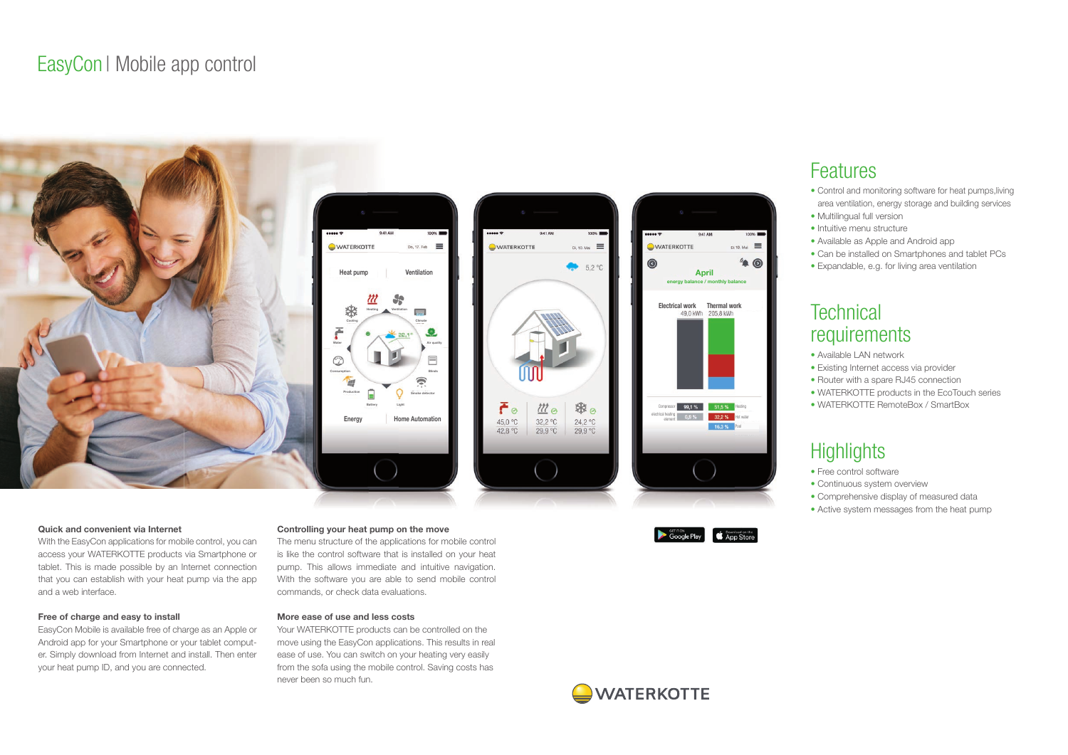# EasyCon | Mobile app control

## Features

- Control and monitoring software for heat pumps,living area ventilation, energy storage and building services
- Multilingual full version
- Intuitive menu structure
- Available as Apple and Android app
- Can be installed on Smartphones and tablet PCs
- Expandable, e.g. for living area ventilation

## Technical requirements

- Available LAN network
- Existing Internet access via provider
- Router with a spare RJ45 connection
- WATERKOTTE products in the EcoTouch series
- WATERKOTTE RemoteBox / SmartBox

## Highlights

- Free control software
- Continuous system overview
- Comprehensive display of measured data
- Active system messages from the heat pump

**Quick and convenient via Internet**

With the EasyCon applications for mobile control, you can access your WATERKOTTE products via Smartphone or tablet. This is made possible by an Internet connection that you can establish with your heat pump via the app and a web interface.

**Free of charge and easy to install**

EasyCon Mobile is available free of charge as an Apple or Android app for your Smartphone or your tablet computer. Simply download from Internet and install. Then enter your heat pump ID, and you are connected.

**Controlling your heat pump on the move**

The menu structure of the applications for mobile control is like the control software that is installed on your heat pump. This allows immediate and intuitive navigation. With the software you are able to send mobile control commands, or check data evaluations.

**More ease of use and less costs**

Your WATERKOTTE products can be controlled on the move using the EasyCon applications. This results in real ease of use. You can switch on your heating very easily from the sofa using the mobile control. Saving costs has never been so much fun.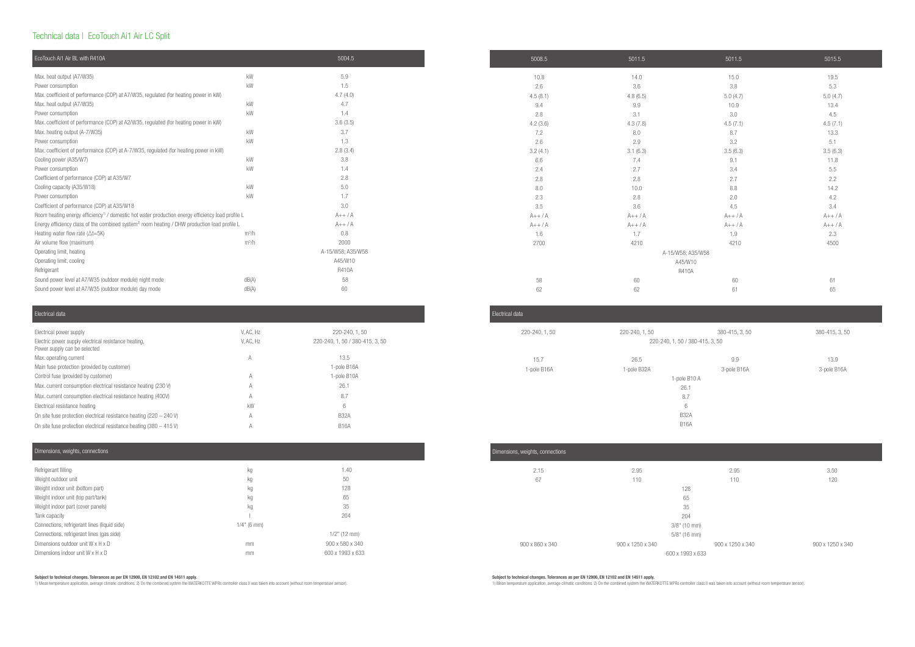## Technical data | EcoTouch Ai1 Air LC Split

| EcoTouch Ai1 Air BL with R410A | | 5004.5 | 5008.5 | 5011.5 | 5011.5 | 5015.5 |
|---|---|---|---|---|---|---|
| Max. heat output (A7/W35) | kW | 5.9 | 10.8 | 14.0 | 15.0 | 19.5 |
| Power consumption | kW | 1.5 | 2.6 | 3.6 | 3.8 | 5.3 |
| Max. coefficient of performance (COP) at A7/W35, regulated (for heating power in kW) | | 4.7 (4.0) | 4.5 (8.1) | 4.8 (6.5) | 5.0 (4.7) | 5.0 (4.7) |
| Max. heat output (A7/W35) | kW | 4.7 | 9.4 | 9.9 | 10.9 | 13.4 |
| Power consumption | kW | 1.4 | 2.8 | 3.1 | 3.0 | 4.5 |
| Max. coefficient of performance (COP) at A2/W35, regulated (for heating power in kW) | | 3.6 (3.5) | 4.2 (3.6) | 4.3 (7.8) | 4.5 (7.1) | 4.5 (7.1) |
| Max. heating output (A-7/W35) | kW | 3.7 | 7.2 | 8.0 | 8.7 | 13.3 |
| Power consumption | kW | 1.3 | 2.6 | 2.9 | 3.2 | 5.1 |
| Max. coefficient of performance (COP) at A-7/W35, regulated (for heating power in kW) | | 2.8 (3.4) | 3.2 (4.1) | 3.1 (6.3) | 3.5 (6.3) | 3.5 (6.3) |
| Cooling power (A35/W7) | kW | 3.8 | 6.6 | 7.4 | 9.1 | 11.8 |
| Power consumption | kW | 1.4 | 2.4 | 2.7 | 3.4 | 5.5 |
| Coefficient of performance (COP) at A35/W7 | | 2.8 | 2.8 | 2.8 | 2.7 | 2.2 |
| Cooling capacity (A35/W18) | kW | 5.0 | 8.0 | 10.0 | 8.8 | 14.2 |
| Power consumption | kW | 1.7 | 2.3 | 2.8 | 2.0 | 4.2 |
| Coefficient of performance (COP) at A35/W18 | | 3.0 | 3.5 | 3.6 | 4.5 | 3.4 |
| Room heating energy efficiency[1] / domestic hot water production energy efficiency load profile L | | A++ / A | A++ / A | A++ / A | A++ / A | A++ / A |
| Energy efficiency class of the combined system[2] room heating / DHW production load profile L | | A++ / A | A++ / A | A++ / A | A++ / A | A++ / A |
| Heating water flow rate (Δt=5K) | m³/h | 0.8 | 1.6 | 1.7 | 1.9 | 2.3 |
| Air volume flow (maximum) | m³/h | 2000 | 2700 | 4210 | 4210 | 4500 |
| Operating limit, heating | | A-15/W58; A35/W58 | A-15/W58; A35/W58 | A-15/W58; A35/W58 | A-15/W58; A35/W58 | A-15/W58; A35/W58 |
| Operating limit, cooling | | A45/W10 | A45/W10 | A45/W10 | A45/W10 | A45/W10 |
| Refrigerant | | R410A | R410A | R410A | R410A | R410A |
| Sound power level at A7/W35 (outdoor module) night mode | dB(A) | 58 | 58 | 60 | 60 | 61 |
| Sound power level at A7/W35 (outdoor module) day mode | dB(A) | 60 | 62 | 62 | 61 | 65 |

| Electrical data | | 5004.5 | 5008.5 | 5011.5 | 5011.5 | 5015.5 |
|---|---|---|---|---|---|---|
| Electrical power supply | V, AC, Hz | 220-240, 1, 50 | 220-240, 1, 50 | 220-240, 1, 50 | 380-415, 3, 50 | 380-415, 3, 50 |
| Electric power supply electrical resistance heating, Power supply can be selected | V, AC, Hz | 220-240, 1, 50 / 380-415, 3, 50 | 220-240, 1, 50 / 380-415, 3, 50 | 220-240, 1, 50 / 380-415, 3, 50 | 220-240, 1, 50 / 380-415, 3, 50 | 220-240, 1, 50 / 380-415, 3, 50 |
| Max. operating current | A | 13.5 | 15.7 | 26.5 | 9.9 | 13.9 |
| Main fuse protection (provided by customer) | | 1-pole B16A | 1-pole B16A | 1-pole B32A | 3-pole B16A | 3-pole B16A |
| Control fuse (provided by customer) | A | 1-pole B10A | 1-pole B10 A | 1-pole B10 A | 1-pole B10 A | 1-pole B10 A |
| Max. current consumption electrical resistance heating (230 V) | A | 26.1 | 26.1 | 26.1 | 26.1 | 26.1 |
| Max. current consumption electrical resistance heating (400V) | A | 8.7 | 8.7 | 8.7 | 8.7 | 8.7 |
| Electrical resistance heating | kW | 6 | 6 | 6 | 6 | 6 |
| On site fuse protection electrical resistance heating (220 – 240 V) | A | B32A | B32A | B32A | B32A | B32A |
| On site fuse protection electrical resistance heating (380 – 415 V) | A | B16A | B16A | B16A | B16A | B16A |

| Dimensions, weights, connections | | 5004.5 | 5008.5 | 5011.5 | 5011.5 | 5015.5 |
|---|---|---|---|---|---|---|
| Refrigerant filling | kg | 1.40 | 2.15 | 2.95 | 2.95 | 3.50 |
| Weight outdoor unit | kg | 50 | 67 | 110 | 110 | 120 |
| Weight indoor unit (bottom part) | kg | 128 | 128 | 128 | 128 | 128 |
| Weight indoor unit (top part/tank) | kg | 65 | 65 | 65 | 65 | 65 |
| Weight indoor part (cover panels) | kg | 35 | 35 | 35 | 35 | 35 |
| Tank capacity | l | 204 | 204 | 204 | 204 | 204 |
| Connections, refrigerant lines (liquid side) | 1/4" (6 mm) | | 3/8" (10 mm) | 3/8" (10 mm) | 3/8" (10 mm) | 3/8" (10 mm) |
| Connections, refrigerant lines (gas side) | | 1/2" (12 mm) | 5/8" (16 mm) | 5/8" (16 mm) | 5/8" (16 mm) | 5/8" (16 mm) |
| Dimensions outdoor unit W x H x D | mm | 900 x 580 x 340 | 900 x 860 x 340 | 900 x 1250 x 340 | 900 x 1250 x 340 | 900 x 1250 x 340 |
| Dimensions indoor unit W x H x D | mm | 600 x 1993 x 633 | 600 x 1993 x 633 | 600 x 1993 x 633 | 600 x 1993 x 633 | 600 x 1993 x 633 |

**Subject to technical changes. Tolerances as per EN 12900, EN 12102 and EN 14511 apply.**

1) Mean temperature application, average climatic conditions. 2) On the combined system the WATERKOTTE WPRs controller class II was taken into account (without room temperature sensor).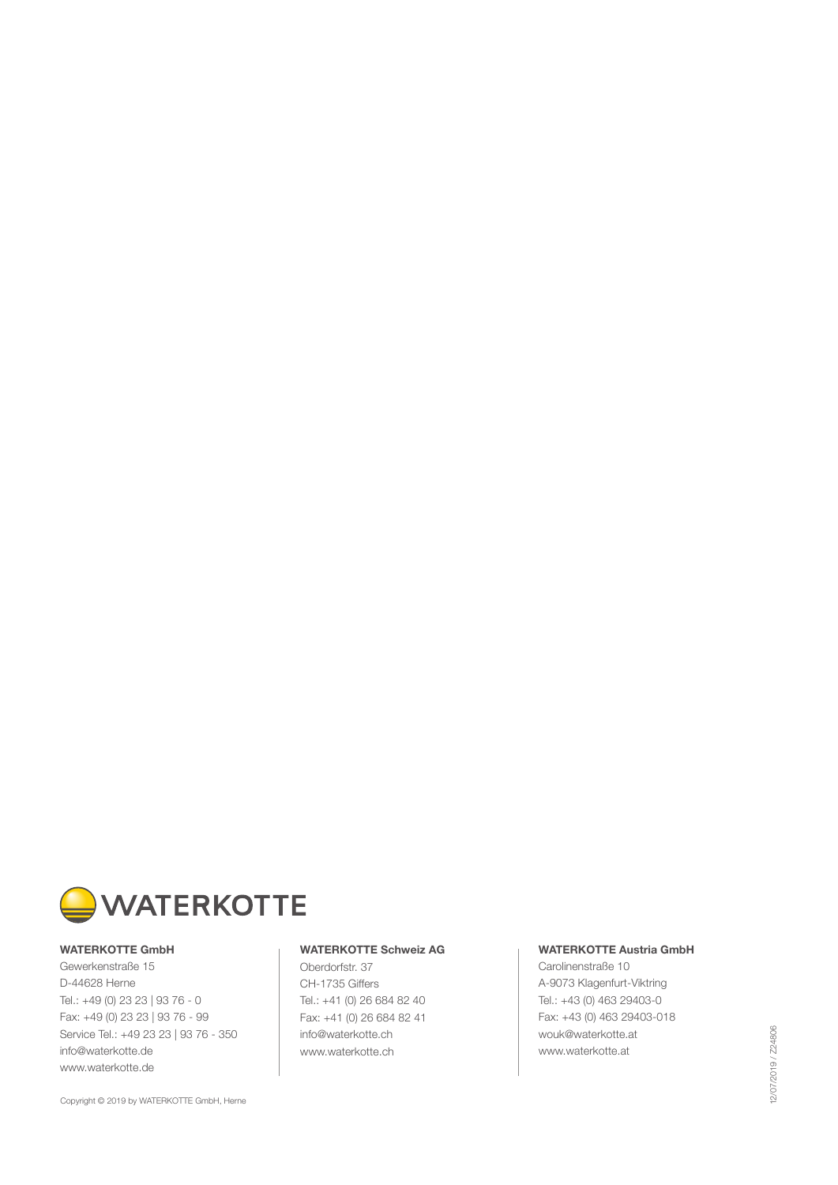WATERKOTTE

**WATERKOTTE GmbH**
Gewerkenstraße 15
D-44628 Herne
Tel.: +49 (0) 23 23 | 93 76 - 0
Fax: +49 (0) 23 23 | 93 76 - 99
Service Tel.: +49 23 23 | 93 76 - 350
info@waterkotte.de
www.waterkotte.de

**WATERKOTTE Schweiz AG**
Oberdorfstr. 37
CH-1735 Giffers
Tel.: +41 (0) 26 684 82 40
Fax: +41 (0) 26 684 82 41
info@waterkotte.ch
www.waterkotte.ch

**WATERKOTTE Austria GmbH**
Carolinenstraße 10
A-9073 Klagenfurt-Viktring
Tel.: +43 (0) 463 29403-0
Fax: +43 (0) 463 29403-018
wouk@waterkotte.at
www.waterkotte.at

Copyright © 2019 by WATERKOTTE GmbH, Herne

12/07/2019 / Z24806